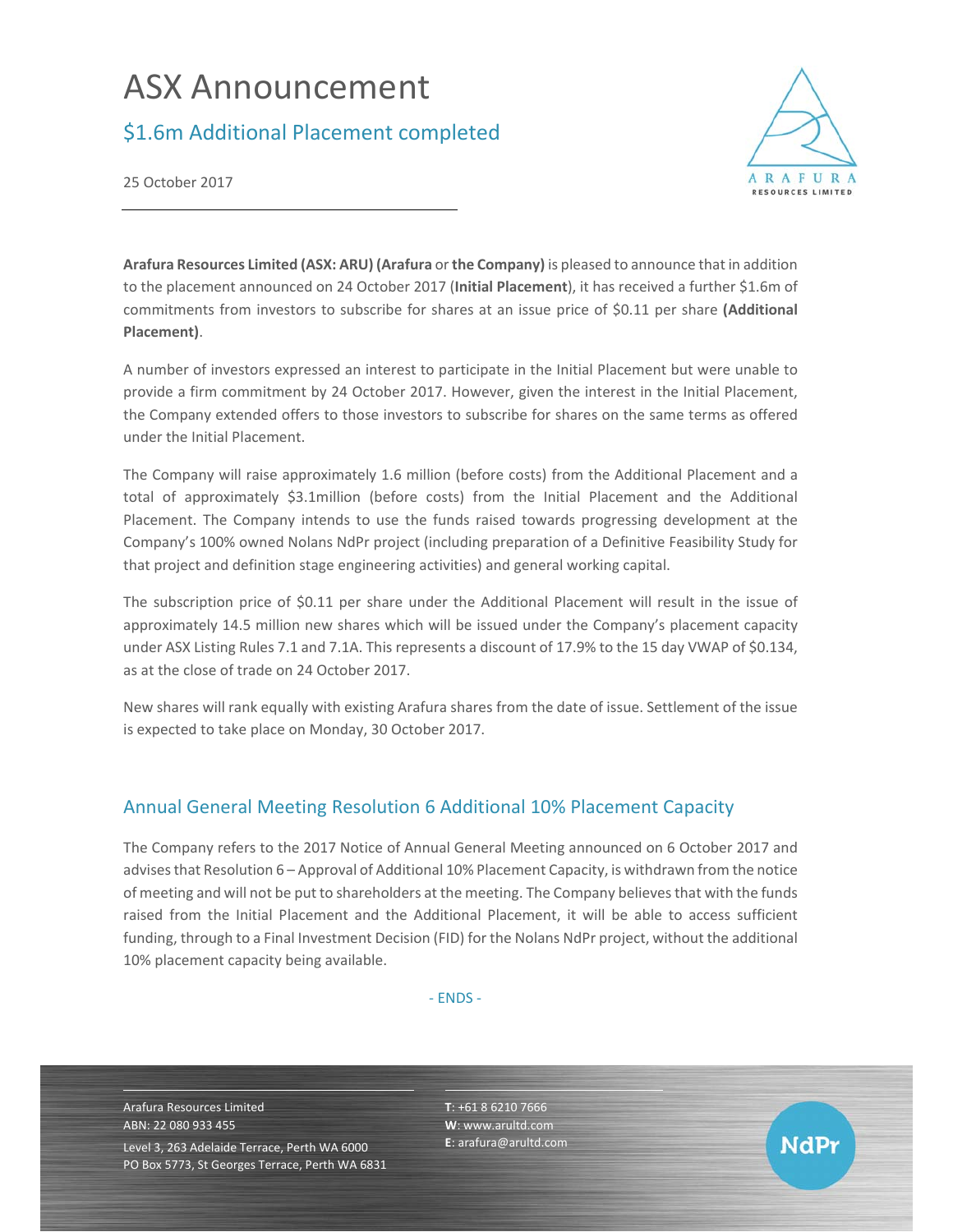# ASX Announcement

## $1.6m Additional Placement completed

25 October 2017

**Arafura Resources Limited (ASX: ARU) (Arafura** or **the Company)** is pleased to announce that in addition to the placement announced on 24 October 2017 (**Initial Placement**), it has received a further $1.6m of commitments from investors to subscribe for shares at an issue price of $0.11 per share **(Additional Placement)**.

A number of investors expressed an interest to participate in the Initial Placement but were unable to provide a firm commitment by 24 October 2017. However, given the interest in the Initial Placement, the Company extended offers to those investors to subscribe for shares on the same terms as offered under the Initial Placement.

The Company will raise approximately 1.6 million (before costs) from the Additional Placement and a total of approximately $3.1million (before costs) from the Initial Placement and the Additional Placement. The Company intends to use the funds raised towards progressing development at the Company's 100% owned Nolans NdPr project (including preparation of a Definitive Feasibility Study for that project and definition stage engineering activities) and general working capital.

The subscription price of $0.11 per share under the Additional Placement will result in the issue of approximately 14.5 million new shares which will be issued under the Company's placement capacity under ASX Listing Rules 7.1 and 7.1A. This represents a discount of 17.9% to the 15 day VWAP of $0.134, as at the close of trade on 24 October 2017.

New shares will rank equally with existing Arafura shares from the date of issue. Settlement of the issue is expected to take place on Monday, 30 October 2017.

## Annual General Meeting Resolution 6 Additional 10% Placement Capacity

The Company refers to the 2017 Notice of Annual General Meeting announced on 6 October 2017 and advises that Resolution 6 – Approval of Additional 10% Placement Capacity, is withdrawn from the notice of meeting and will not be put to shareholders at the meeting. The Company believes that with the funds raised from the Initial Placement and the Additional Placement, it will be able to access sufficient funding, through to a Final Investment Decision (FID) for the Nolans NdPr project, without the additional 10% placement capacity being available.

- ENDS -

Arafura Resources Limited
ABN: 22 080 933 455
Level 3, 263 Adelaide Terrace, Perth WA 6000
PO Box 5773, St Georges Terrace, Perth WA 6831

**T**: +61 8 6210 7666
**W**: www.arultd.com
**E**: arafura@arultd.com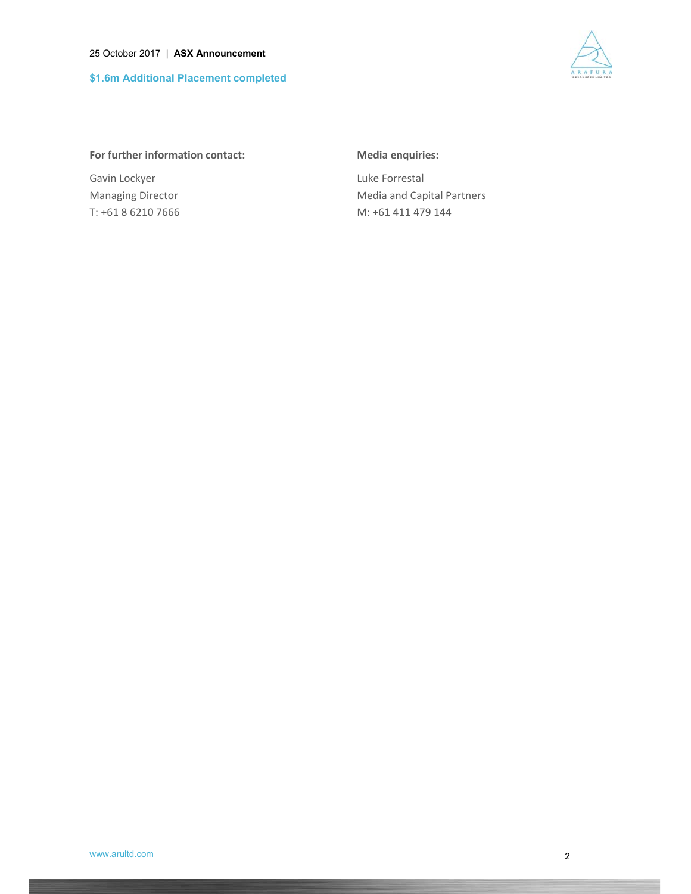**For further information contact:**

Gavin Lockyer
Managing Director
T: +61 8 6210 7666

**Media enquiries:**

Luke Forrestal
Media and Capital Partners
M: +61 411 479 144